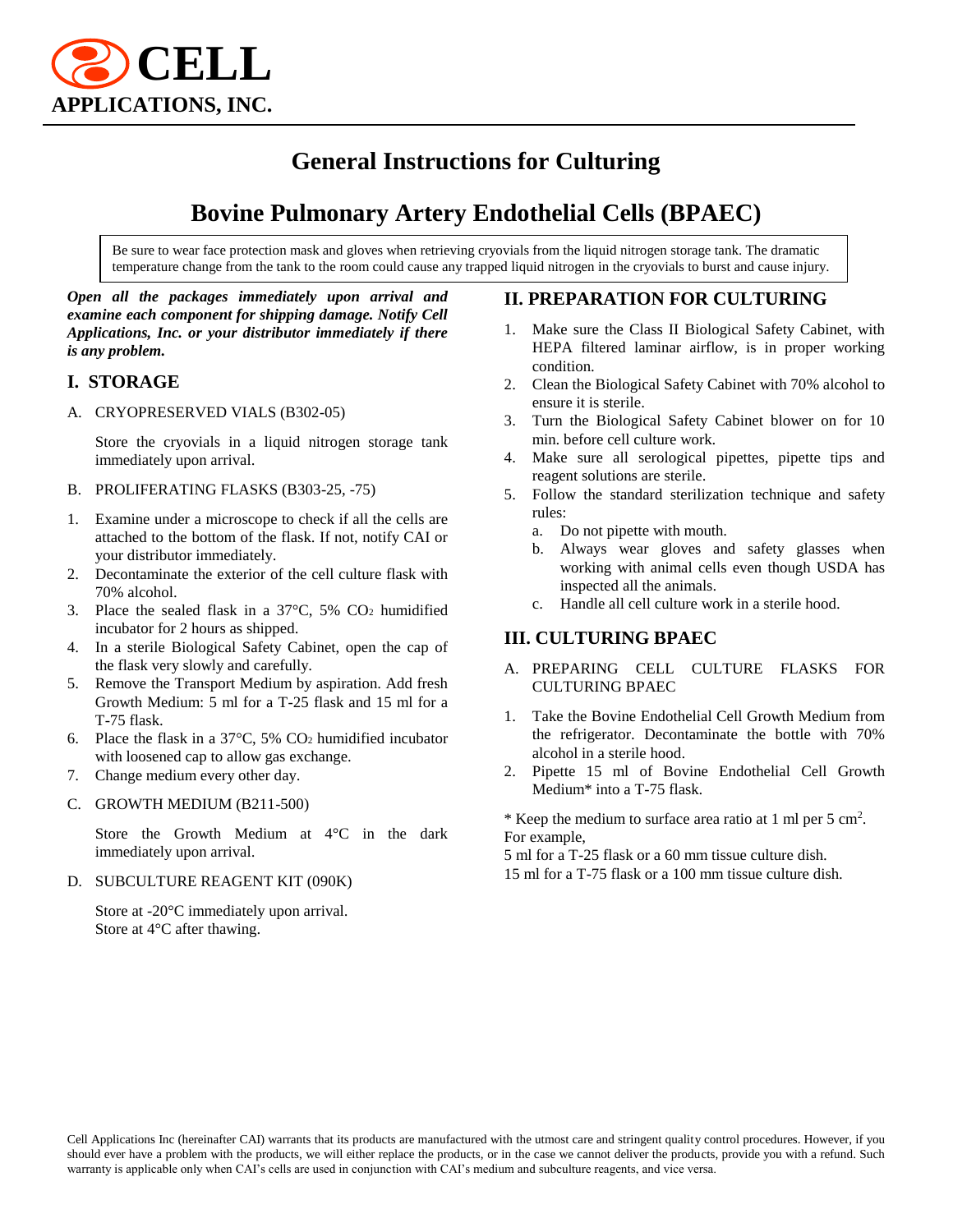# CELL APPLICATIONS, INC.

# General Instructions for Culturing

# Bovine Pulmonary Artery Endothelial Cells (BPAEC)

Be sure to wear face protection mask and gloves when retrieving cryovials from the liquid nitrogen storage tank. The dramatic temperature change from the tank to the room could cause any trapped liquid nitrogen in the cryovials to burst and cause injury.

***Open all the packages immediately upon arrival and examine each component for shipping damage. Notify Cell Applications, Inc. or your distributor immediately if there is any problem.***

## I. STORAGE

A. CRYOPRESERVED VIALS (B302-05)

Store the cryovials in a liquid nitrogen storage tank immediately upon arrival.

B. PROLIFERATING FLASKS (B303-25, -75)

1. Examine under a microscope to check if all the cells are attached to the bottom of the flask. If not, notify CAI or your distributor immediately.
2. Decontaminate the exterior of the cell culture flask with 70% alcohol.
3. Place the sealed flask in a 37°C, 5% $CO_2$ humidified incubator for 2 hours as shipped.
4. In a sterile Biological Safety Cabinet, open the cap of the flask very slowly and carefully.
5. Remove the Transport Medium by aspiration. Add fresh Growth Medium: 5 ml for a T-25 flask and 15 ml for a T-75 flask.
6. Place the flask in a 37°C, 5% $CO_2$ humidified incubator with loosened cap to allow gas exchange.
7. Change medium every other day.

C. GROWTH MEDIUM (B211-500)

Store the Growth Medium at 4°C in the dark immediately upon arrival.

D. SUBCULTURE REAGENT KIT (090K)

Store at -20°C immediately upon arrival.
Store at 4°C after thawing.

## II. PREPARATION FOR CULTURING

1. Make sure the Class II Biological Safety Cabinet, with HEPA filtered laminar airflow, is in proper working condition.
2. Clean the Biological Safety Cabinet with 70% alcohol to ensure it is sterile.
3. Turn the Biological Safety Cabinet blower on for 10 min. before cell culture work.
4. Make sure all serological pipettes, pipette tips and reagent solutions are sterile.
5. Follow the standard sterilization technique and safety rules:
   a. Do not pipette with mouth.
   b. Always wear gloves and safety glasses when working with animal cells even though USDA has inspected all the animals.
   c. Handle all cell culture work in a sterile hood.

## III. CULTURING BPAEC

A. PREPARING CELL CULTURE FLASKS FOR CULTURING BPAEC

1. Take the Bovine Endothelial Cell Growth Medium from the refrigerator. Decontaminate the bottle with 70% alcohol in a sterile hood.
2. Pipette 15 ml of Bovine Endothelial Cell Growth Medium* into a T-75 flask.

\* Keep the medium to surface area ratio at 1 ml per 5 $cm^2$. For example,
5 ml for a T-25 flask or a 60 mm tissue culture dish.
15 ml for a T-75 flask or a 100 mm tissue culture dish.

Cell Applications Inc (hereinafter CAI) warrants that its products are manufactured with the utmost care and stringent quality control procedures. However, if you should ever have a problem with the products, we will either replace the products, or in the case we cannot deliver the products, provide you with a refund. Such warranty is applicable only when CAI's cells are used in conjunction with CAI's medium and subculture reagents, and vice versa.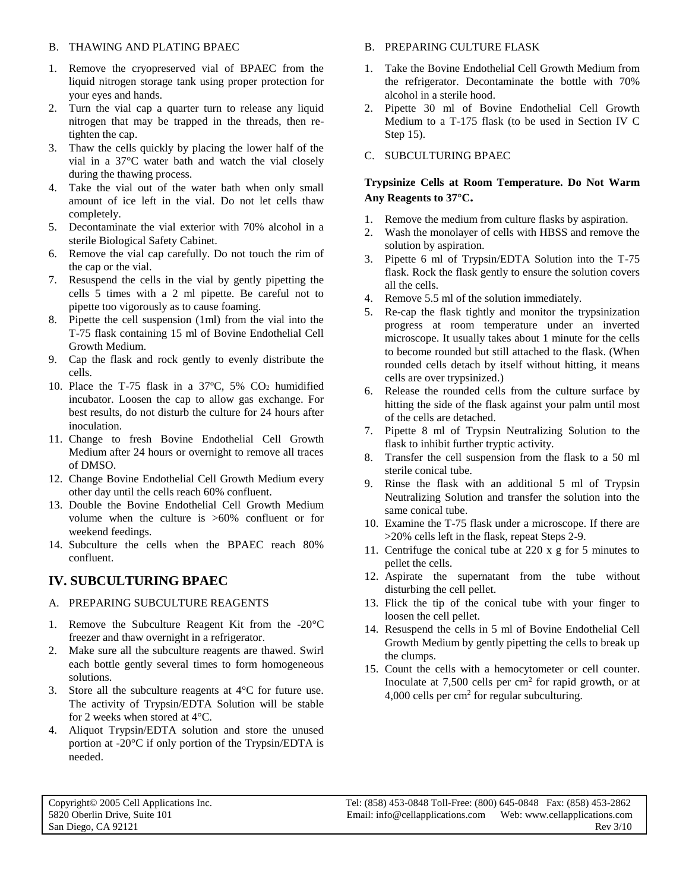B. THAWING AND PLATING BPAEC

1. Remove the cryopreserved vial of BPAEC from the liquid nitrogen storage tank using proper protection for your eyes and hands.
2. Turn the vial cap a quarter turn to release any liquid nitrogen that may be trapped in the threads, then re-tighten the cap.
3. Thaw the cells quickly by placing the lower half of the vial in a 37°C water bath and watch the vial closely during the thawing process.
4. Take the vial out of the water bath when only small amount of ice left in the vial. Do not let cells thaw completely.
5. Decontaminate the vial exterior with 70% alcohol in a sterile Biological Safety Cabinet.
6. Remove the vial cap carefully. Do not touch the rim of the cap or the vial.
7. Resuspend the cells in the vial by gently pipetting the cells 5 times with a 2 ml pipette. Be careful not to pipette too vigorously as to cause foaming.
8. Pipette the cell suspension (1ml) from the vial into the T-75 flask containing 15 ml of Bovine Endothelial Cell Growth Medium.
9. Cap the flask and rock gently to evenly distribute the cells.
10. Place the T-75 flask in a 37ºC, 5% $CO_2$ humidified incubator. Loosen the cap to allow gas exchange. For best results, do not disturb the culture for 24 hours after inoculation.
11. Change to fresh Bovine Endothelial Cell Growth Medium after 24 hours or overnight to remove all traces of DMSO.
12. Change Bovine Endothelial Cell Growth Medium every other day until the cells reach 60% confluent.
13. Double the Bovine Endothelial Cell Growth Medium volume when the culture is >60% confluent or for weekend feedings.
14. Subculture the cells when the BPAEC reach 80% confluent.

## IV. SUBCULTURING BPAEC

A. PREPARING SUBCULTURE REAGENTS

1. Remove the Subculture Reagent Kit from the -20°C freezer and thaw overnight in a refrigerator.
2. Make sure all the subculture reagents are thawed. Swirl each bottle gently several times to form homogeneous solutions.
3. Store all the subculture reagents at 4°C for future use. The activity of Trypsin/EDTA Solution will be stable for 2 weeks when stored at 4°C.
4. Aliquot Trypsin/EDTA solution and store the unused portion at -20°C if only portion of the Trypsin/EDTA is needed.

B. PREPARING CULTURE FLASK

1. Take the Bovine Endothelial Cell Growth Medium from the refrigerator. Decontaminate the bottle with 70% alcohol in a sterile hood.
2. Pipette 30 ml of Bovine Endothelial Cell Growth Medium to a T-175 flask (to be used in Section IV C Step 15).

C. SUBCULTURING BPAEC

**Trypsinize Cells at Room Temperature. Do Not Warm Any Reagents to 37°C.**

1. Remove the medium from culture flasks by aspiration.
2. Wash the monolayer of cells with HBSS and remove the solution by aspiration.
3. Pipette 6 ml of Trypsin/EDTA Solution into the T-75 flask. Rock the flask gently to ensure the solution covers all the cells.
4. Remove 5.5 ml of the solution immediately.
5. Re-cap the flask tightly and monitor the trypsinization progress at room temperature under an inverted microscope. It usually takes about 1 minute for the cells to become rounded but still attached to the flask. (When rounded cells detach by itself without hitting, it means cells are over trypsinized.)
6. Release the rounded cells from the culture surface by hitting the side of the flask against your palm until most of the cells are detached.
7. Pipette 8 ml of Trypsin Neutralizing Solution to the flask to inhibit further tryptic activity.
8. Transfer the cell suspension from the flask to a 50 ml sterile conical tube.
9. Rinse the flask with an additional 5 ml of Trypsin Neutralizing Solution and transfer the solution into the same conical tube.
10. Examine the T-75 flask under a microscope. If there are >20% cells left in the flask, repeat Steps 2-9.
11. Centrifuge the conical tube at 220 x g for 5 minutes to pellet the cells.
12. Aspirate the supernatant from the tube without disturbing the cell pellet.
13. Flick the tip of the conical tube with your finger to loosen the cell pellet.
14. Resuspend the cells in 5 ml of Bovine Endothelial Cell Growth Medium by gently pipetting the cells to break up the clumps.
15. Count the cells with a hemocytometer or cell counter. Inoculate at 7,500 cells per $cm^2$ for rapid growth, or at 4,000 cells per $cm^2$ for regular subculturing.

Copyright© 2005 Cell Applications Inc.
5820 Oberlin Drive, Suite 101
San Diego, CA 92121

Tel: (858) 453-0848 Toll-Free: (800) 645-0848 Fax: (858) 453-2862
Email: info@cellapplications.com Web: www.cellapplications.com
Rev 3/10